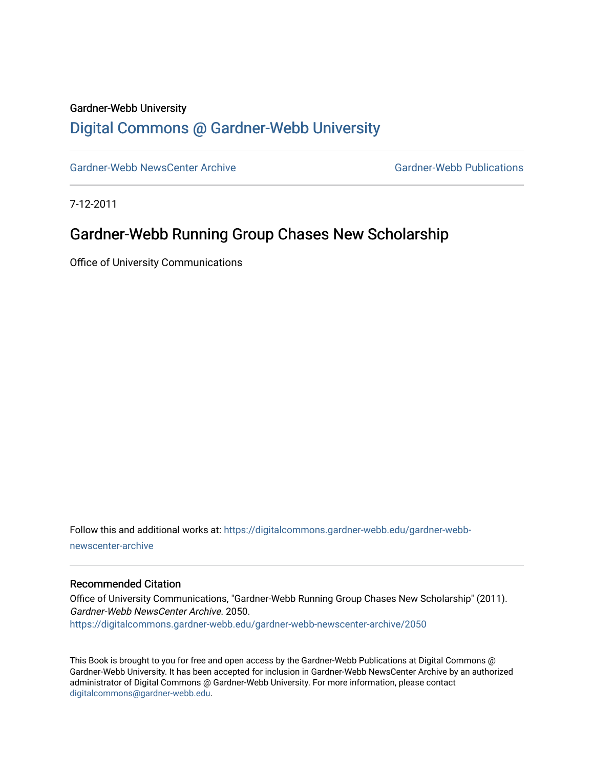Gardner-Webb University

# Digital Commons @ Gardner-Webb University

Gardner-Webb NewsCenter Archive | Gardner-Webb Publications

7-12-2011

## Gardner-Webb Running Group Chases New Scholarship

Office of University Communications

Follow this and additional works at: https://digitalcommons.gardner-webb.edu/gardner-webb-newscenter-archive

### Recommended Citation

Office of University Communications, "Gardner-Webb Running Group Chases New Scholarship" (2011). *Gardner-Webb NewsCenter Archive*. 2050.
https://digitalcommons.gardner-webb.edu/gardner-webb-newscenter-archive/2050

This Book is brought to you for free and open access by the Gardner-Webb Publications at Digital Commons @ Gardner-Webb University. It has been accepted for inclusion in Gardner-Webb NewsCenter Archive by an authorized administrator of Digital Commons @ Gardner-Webb University. For more information, please contact digitalcommons@gardner-webb.edu.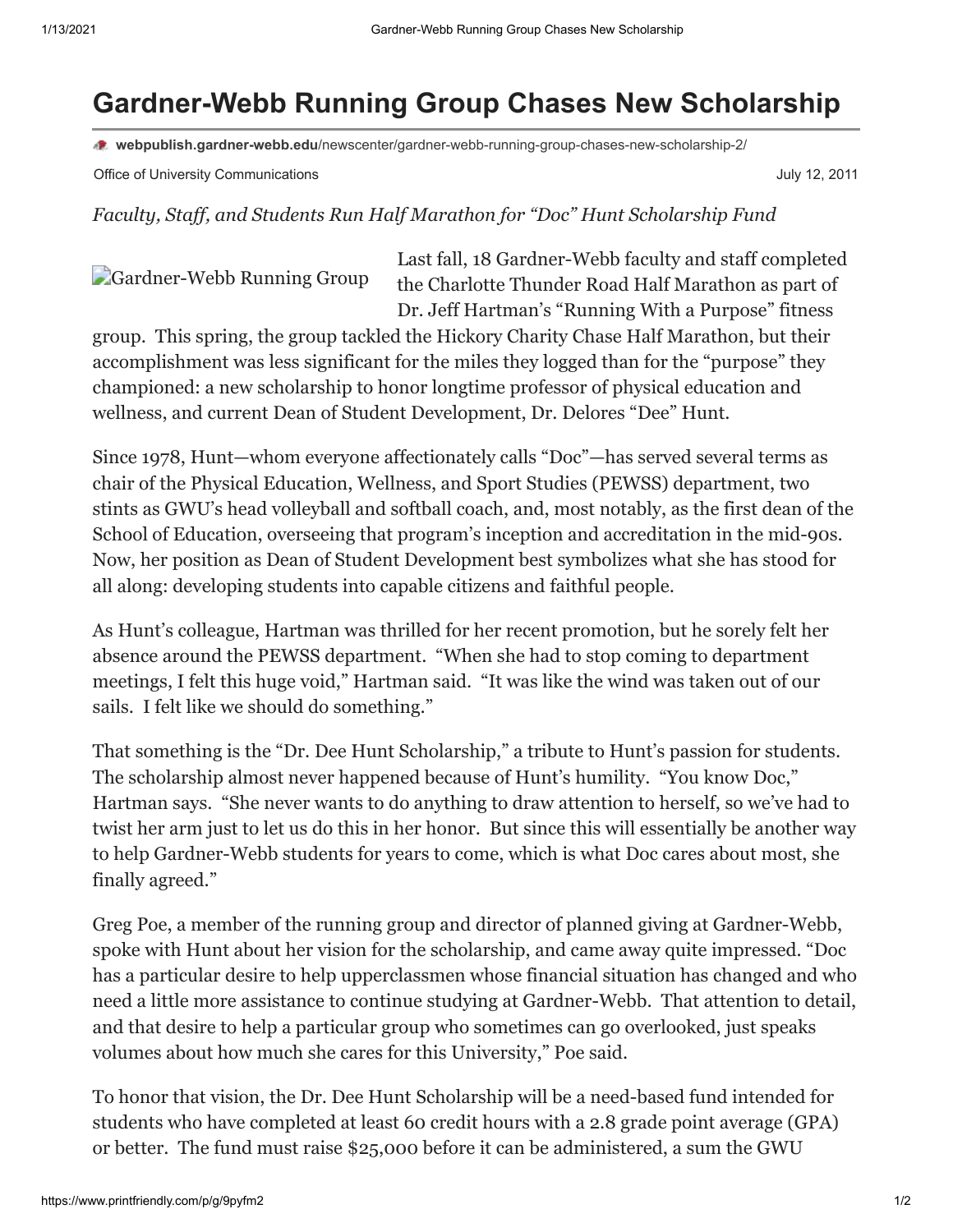# Gardner-Webb Running Group Chases New Scholarship

webpublish.gardner-webb.edu/newscenter/gardner-webb-running-group-chases-new-scholarship-2/

Office of University Communications

July 12, 2011

*Faculty, Staff, and Students Run Half Marathon for "Doc" Hunt Scholarship Fund*

Gardner-Webb Running Group

Last fall, 18 Gardner-Webb faculty and staff completed the Charlotte Thunder Road Half Marathon as part of Dr. Jeff Hartman's "Running With a Purpose" fitness group. This spring, the group tackled the Hickory Charity Chase Half Marathon, but their accomplishment was less significant for the miles they logged than for the "purpose" they championed: a new scholarship to honor longtime professor of physical education and wellness, and current Dean of Student Development, Dr. Delores "Dee" Hunt.

Since 1978, Hunt—whom everyone affectionately calls "Doc"—has served several terms as chair of the Physical Education, Wellness, and Sport Studies (PEWSS) department, two stints as GWU's head volleyball and softball coach, and, most notably, as the first dean of the School of Education, overseeing that program's inception and accreditation in the mid-90s. Now, her position as Dean of Student Development best symbolizes what she has stood for all along: developing students into capable citizens and faithful people.

As Hunt's colleague, Hartman was thrilled for her recent promotion, but he sorely felt her absence around the PEWSS department. "When she had to stop coming to department meetings, I felt this huge void," Hartman said. "It was like the wind was taken out of our sails. I felt like we should do something."

That something is the "Dr. Dee Hunt Scholarship," a tribute to Hunt's passion for students. The scholarship almost never happened because of Hunt's humility. "You know Doc," Hartman says. "She never wants to do anything to draw attention to herself, so we've had to twist her arm just to let us do this in her honor. But since this will essentially be another way to help Gardner-Webb students for years to come, which is what Doc cares about most, she finally agreed."

Greg Poe, a member of the running group and director of planned giving at Gardner-Webb, spoke with Hunt about her vision for the scholarship, and came away quite impressed. "Doc has a particular desire to help upperclassmen whose financial situation has changed and who need a little more assistance to continue studying at Gardner-Webb. That attention to detail, and that desire to help a particular group who sometimes can go overlooked, just speaks volumes about how much she cares for this University," Poe said.

To honor that vision, the Dr. Dee Hunt Scholarship will be a need-based fund intended for students who have completed at least 60 credit hours with a 2.8 grade point average (GPA) or better. The fund must raise $25,000 before it can be administered, a sum the GWU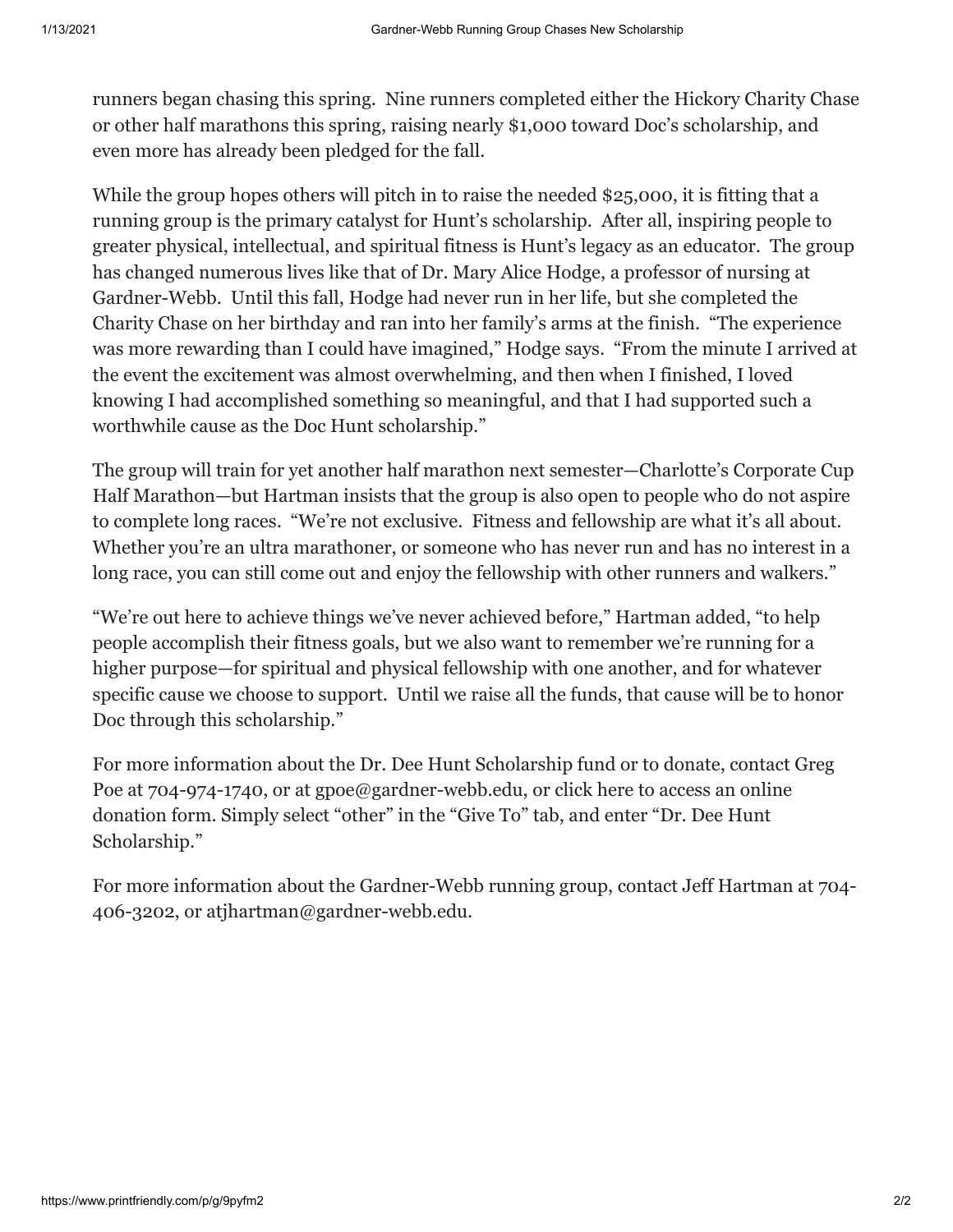runners began chasing this spring. Nine runners completed either the Hickory Charity Chase or other half marathons this spring, raising nearly $1,000 toward Doc's scholarship, and even more has already been pledged for the fall.

While the group hopes others will pitch in to raise the needed $25,000, it is fitting that a running group is the primary catalyst for Hunt's scholarship. After all, inspiring people to greater physical, intellectual, and spiritual fitness is Hunt's legacy as an educator. The group has changed numerous lives like that of Dr. Mary Alice Hodge, a professor of nursing at Gardner-Webb. Until this fall, Hodge had never run in her life, but she completed the Charity Chase on her birthday and ran into her family's arms at the finish. "The experience was more rewarding than I could have imagined," Hodge says. "From the minute I arrived at the event the excitement was almost overwhelming, and then when I finished, I loved knowing I had accomplished something so meaningful, and that I had supported such a worthwhile cause as the Doc Hunt scholarship."

The group will train for yet another half marathon next semester—Charlotte's Corporate Cup Half Marathon—but Hartman insists that the group is also open to people who do not aspire to complete long races. "We're not exclusive. Fitness and fellowship are what it's all about. Whether you're an ultra marathoner, or someone who has never run and has no interest in a long race, you can still come out and enjoy the fellowship with other runners and walkers."

"We're out here to achieve things we've never achieved before," Hartman added, "to help people accomplish their fitness goals, but we also want to remember we're running for a higher purpose—for spiritual and physical fellowship with one another, and for whatever specific cause we choose to support. Until we raise all the funds, that cause will be to honor Doc through this scholarship."

For more information about the Dr. Dee Hunt Scholarship fund or to donate, contact Greg Poe at 704-974-1740, or at gpoe@gardner-webb.edu, or click here to access an online donation form. Simply select "other" in the "Give To" tab, and enter "Dr. Dee Hunt Scholarship."

For more information about the Gardner-Webb running group, contact Jeff Hartman at 704-406-3202, or atjhartman@gardner-webb.edu.